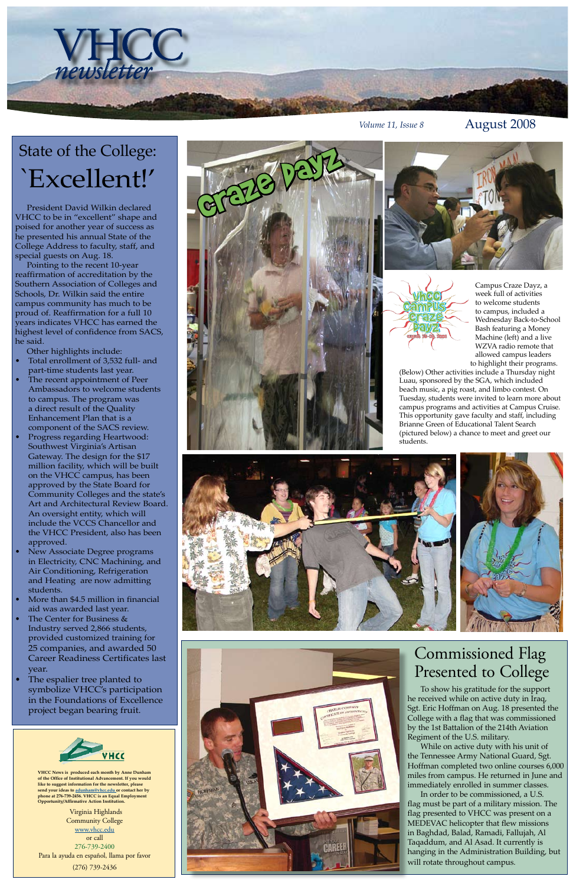# VHCC newsletter

*Volume 11, Issue 8* August 2008

## State of the College: `Excellent!'

President David Wilkin declared VHCC to be in "excellent" shape and poised for another year of success as he presented his annual State of the College Address to faculty, staff, and special guests on Aug. 18.

Pointing to the recent 10-year reaffirmation of accreditation by the Southern Association of Colleges and Schools, Dr. Wilkin said the entire campus community has much to be proud of. Reaffirmation for a full 10 years indicates VHCC has earned the highest level of confidence from SACS, he said.

Other highlights include:

- Total enrollment of 3,532 full- and part-time students last year.
- The recent appointment of Peer Ambassadors to welcome students to campus. The program was a direct result of the Quality Enhancement Plan that is a component of the SACS review.
- Progress regarding Heartwood: Southwest Virginia's Artisan Gateway. The design for the $17 million facility, which will be built on the VHCC campus, has been approved by the State Board for Community Colleges and the state's Art and Architectural Review Board. An oversight entity, which will include the VCCS Chancellor and the VHCC President, also has been approved.
- New Associate Degree programs in Electricity, CNC Machining, and Air Conditioning, Refrigeration and Heating are now admitting students.
- More than $4.5 million in financial aid was awarded last year.
- The Center for Business & Industry served 2,866 students, provided customized training for 25 companies, and awarded 50 Career Readiness Certificates last year.
- The espalier tree planted to symbolize VHCC's participation in the Foundations of Excellence project began bearing fruit.

## Craze Dayz

Campus Craze Dayz, a week full of activities to welcome students to campus, included a Wednesday Back-to-School Bash featuring a Money Machine (left) and a live WZVA radio remote that allowed campus leaders to highlight their programs.

(Below) Other activities include a Thursday night Luau, sponsored by the SGA, which included beach music, a pig roast, and limbo contest. On Tuesday, students were invited to learn more about campus programs and activities at Campus Cruise. This opportunity gave faculty and staff, including Brianne Green of Educational Talent Search (pictured below) a chance to meet and greet our students.

## Commissioned Flag Presented to College

To show his gratitude for the support he received while on active duty in Iraq, Sgt. Eric Hoffman on Aug. 18 presented the College with a flag that was commissioned by the 1st Battalion of the 214th Aviation Regiment of the U.S. military.

While on active duty with his unit of the Tennessee Army National Guard, Sgt. Hoffman completed two online courses 6,000 miles from campus. He returned in June and immediately enrolled in summer classes.

In order to be commissioned, a U.S. flag must be part of a military mission. The flag presented to VHCC was present on a MEDEVAC helicopter that flew missions in Baghdad, Balad, Ramadi, Fallujah, Al Taqaddum, and Al Asad. It currently is hanging in the Administration Building, but will rotate throughout campus.

---

**VHCC News is produced each month by Anne Dunham of the Office of Institutional Advancement. If you would like to suggest information for the newsletter, please send your ideas to adunham@vhcc.edu or contact her by phone at 276-739-2456. VHCC is an Equal Employment Opportunity/Affirmative Action Institution.**

Virginia Highlands Community College
www.vhcc.edu
or call
276-739-2400
Para la ayuda en español, llama por favor
(276) 739-2436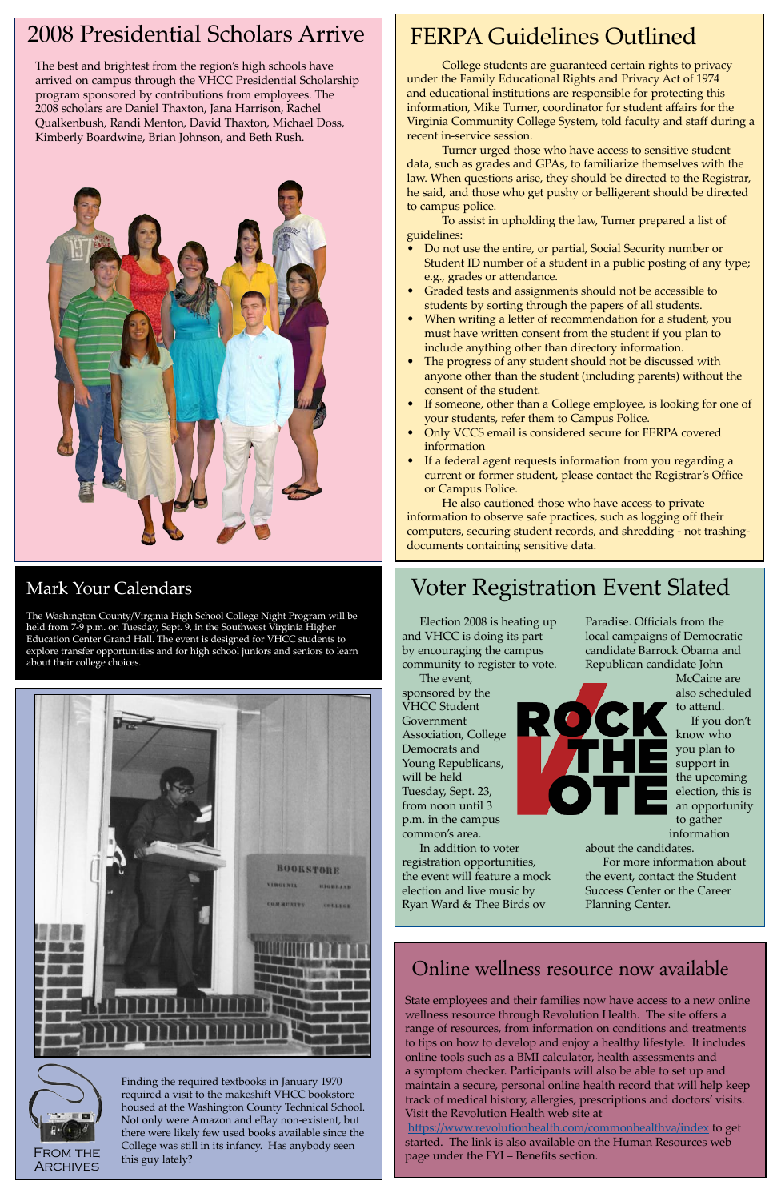# 2008 Presidential Scholars Arrive

The best and brightest from the region's high schools have arrived on campus through the VHCC Presidential Scholarship program sponsored by contributions from employees. The 2008 scholars are Daniel Thaxton, Jana Harrison, Rachel Qualkenbush, Randi Menton, David Thaxton, Michael Doss, Kimberly Boardwine, Brian Johnson, and Beth Rush.

# FERPA Guidelines Outlined

College students are guaranteed certain rights to privacy under the Family Educational Rights and Privacy Act of 1974 and educational institutions are responsible for protecting this information, Mike Turner, coordinator for student affairs for the Virginia Community College System, told faculty and staff during a recent in-service session.

Turner urged those who have access to sensitive student data, such as grades and GPAs, to familiarize themselves with the law. When questions arise, they should be directed to the Registrar, he said, and those who get pushy or belligerent should be directed to campus police.

To assist in upholding the law, Turner prepared a list of guidelines:

- Do not use the entire, or partial, Social Security number or Student ID number of a student in a public posting of any type; e.g., grades or attendance.
- Graded tests and assignments should not be accessible to students by sorting through the papers of all students.
- When writing a letter of recommendation for a student, you must have written consent from the student if you plan to include anything other than directory information.
- The progress of any student should not be discussed with anyone other than the student (including parents) without the consent of the student.
- If someone, other than a College employee, is looking for one of your students, refer them to Campus Police.
- Only VCCS email is considered secure for FERPA covered information
- If a federal agent requests information from you regarding a current or former student, please contact the Registrar's Office or Campus Police.

He also cautioned those who have access to private information to observe safe practices, such as logging off their computers, securing student records, and shredding - not trashing- documents containing sensitive data.

## Mark Your Calendars

The Washington County/Virginia High School College Night Program will be held from 7-9 p.m. on Tuesday, Sept. 9, in the Southwest Virginia Higher Education Center Grand Hall. The event is designed for VHCC students to explore transfer opportunities and for high school juniors and seniors to learn about their college choices.

# Voter Registration Event Slated

Election 2008 is heating up and VHCC is doing its part by encouraging the campus community to register to vote.

The event, sponsored by the VHCC Student Government Association, College Democrats and Young Republicans, will be held Tuesday, Sept. 23, from noon until 3 p.m. in the campus common's area.

In addition to voter registration opportunities, the event will feature a mock election and live music by Ryan Ward & Thee Birds ov Paradise. Officials from the local campaigns of Democratic candidate Barrock Obama and Republican candidate John McCaine are also scheduled to attend.

If you don't know who you plan to support in the upcoming election, this is an opportunity to gather information about the candidates.

For more information about the event, contact the Student Success Center or the Career Planning Center.

FROM THE ARCHIVES

Finding the required textbooks in January 1970 required a visit to the makeshift VHCC bookstore housed at the Washington County Technical School. Not only were Amazon and eBay non-existent, but there were likely few used books available since the College was still in its infancy. Has anybody seen this guy lately?

# Online wellness resource now available

State employees and their families now have access to a new online wellness resource through Revolution Health. The site offers a range of resources, from information on conditions and treatments to tips on how to develop and enjoy a healthy lifestyle. It includes online tools such as a BMI calculator, health assessments and a symptom checker. Participants will also be able to set up and maintain a secure, personal online health record that will help keep track of medical history, allergies, prescriptions and doctors' visits. Visit the Revolution Health web site at https://www.revolutionhealth.com/commonhealthva/index to get started. The link is also available on the Human Resources web page under the FYI – Benefits section.